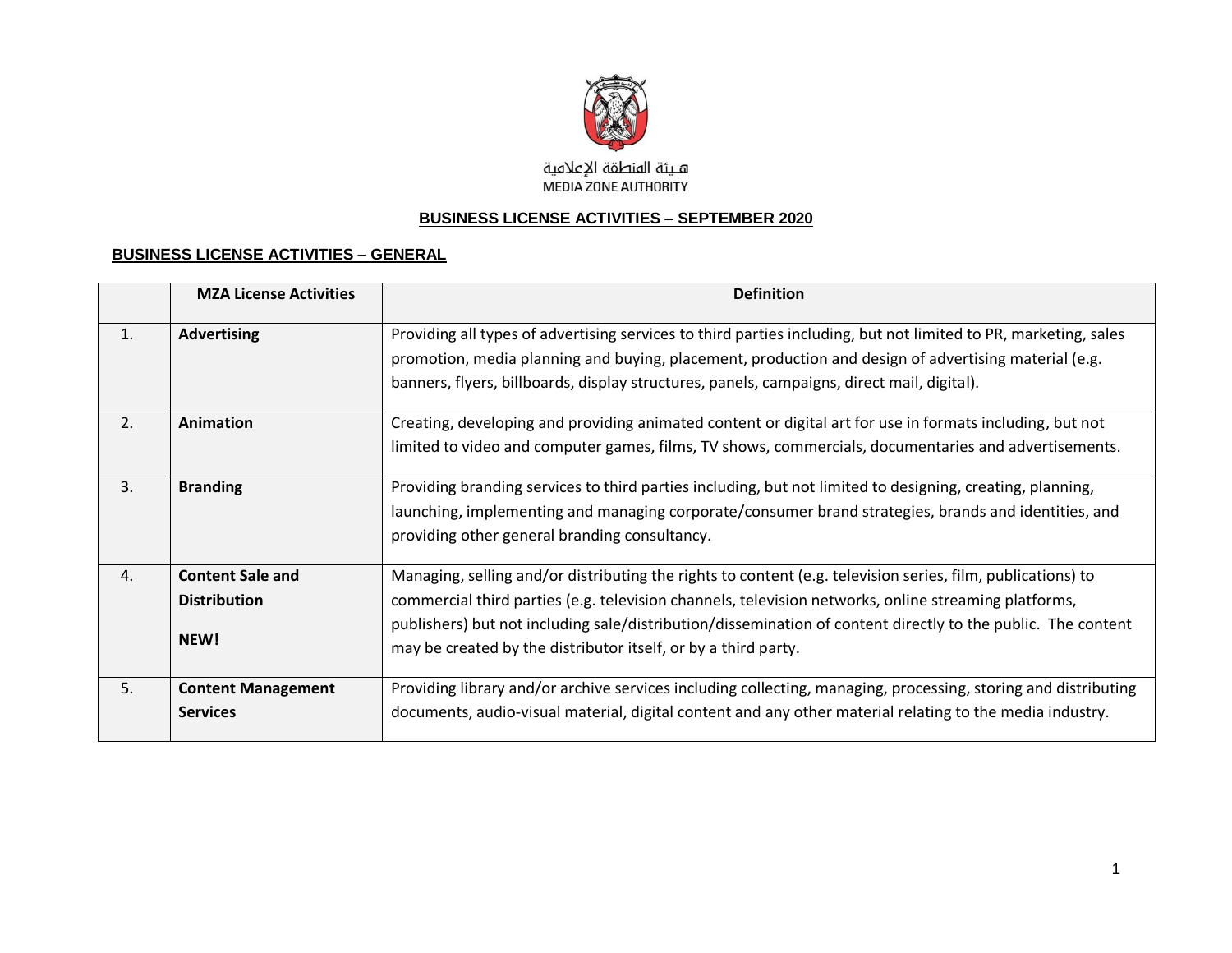هيئة المنطقة الإعلامية
MEDIA ZONE AUTHORITY

# BUSINESS LICENSE ACTIVITIES – SEPTEMBER 2020

## BUSINESS LICENSE ACTIVITIES – GENERAL

| | MZA License Activities | Definition |
|---|---|---|
| 1. | **Advertising** | Providing all types of advertising services to third parties including, but not limited to PR, marketing, sales promotion, media planning and buying, placement, production and design of advertising material (e.g. banners, flyers, billboards, display structures, panels, campaigns, direct mail, digital). |
| 2. | **Animation** | Creating, developing and providing animated content or digital art for use in formats including, but not limited to video and computer games, films, TV shows, commercials, documentaries and advertisements. |
| 3. | **Branding** | Providing branding services to third parties including, but not limited to designing, creating, planning, launching, implementing and managing corporate/consumer brand strategies, brands and identities, and providing other general branding consultancy. |
| 4. | **Content Sale and Distribution** **NEW!** | Managing, selling and/or distributing the rights to content (e.g. television series, film, publications) to commercial third parties (e.g. television channels, television networks, online streaming platforms, publishers) but not including sale/distribution/dissemination of content directly to the public. The content may be created by the distributor itself, or by a third party. |
| 5. | **Content Management Services** | Providing library and/or archive services including collecting, managing, processing, storing and distributing documents, audio-visual material, digital content and any other material relating to the media industry. |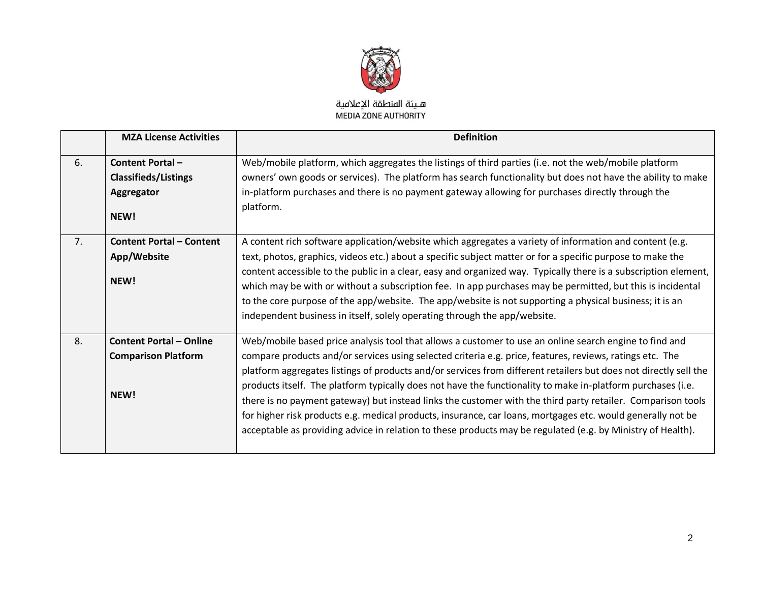هـيئة المنطقة الإعلامية
MEDIA ZONE AUTHORITY

| | MZA License Activities | Definition |
|---|---|---|
| 6. | **Content Portal – Classifieds/Listings Aggregator**<br><br>**NEW!** | Web/mobile platform, which aggregates the listings of third parties (i.e. not the web/mobile platform owners' own goods or services). The platform has search functionality but does not have the ability to make in-platform purchases and there is no payment gateway allowing for purchases directly through the platform. |
| 7. | **Content Portal – Content App/Website**<br><br>**NEW!** | A content rich software application/website which aggregates a variety of information and content (e.g. text, photos, graphics, videos etc.) about a specific subject matter or for a specific purpose to make the content accessible to the public in a clear, easy and organized way. Typically there is a subscription element, which may be with or without a subscription fee. In app purchases may be permitted, but this is incidental to the core purpose of the app/website. The app/website is not supporting a physical business; it is an independent business in itself, solely operating through the app/website. |
| 8. | **Content Portal – Online Comparison Platform**<br><br>**NEW!** | Web/mobile based price analysis tool that allows a customer to use an online search engine to find and compare products and/or services using selected criteria e.g. price, features, reviews, ratings etc. The platform aggregates listings of products and/or services from different retailers but does not directly sell the products itself. The platform typically does not have the functionality to make in-platform purchases (i.e. there is no payment gateway) but instead links the customer with the third party retailer. Comparison tools for higher risk products e.g. medical products, insurance, car loans, mortgages etc. would generally not be acceptable as providing advice in relation to these products may be regulated (e.g. by Ministry of Health). |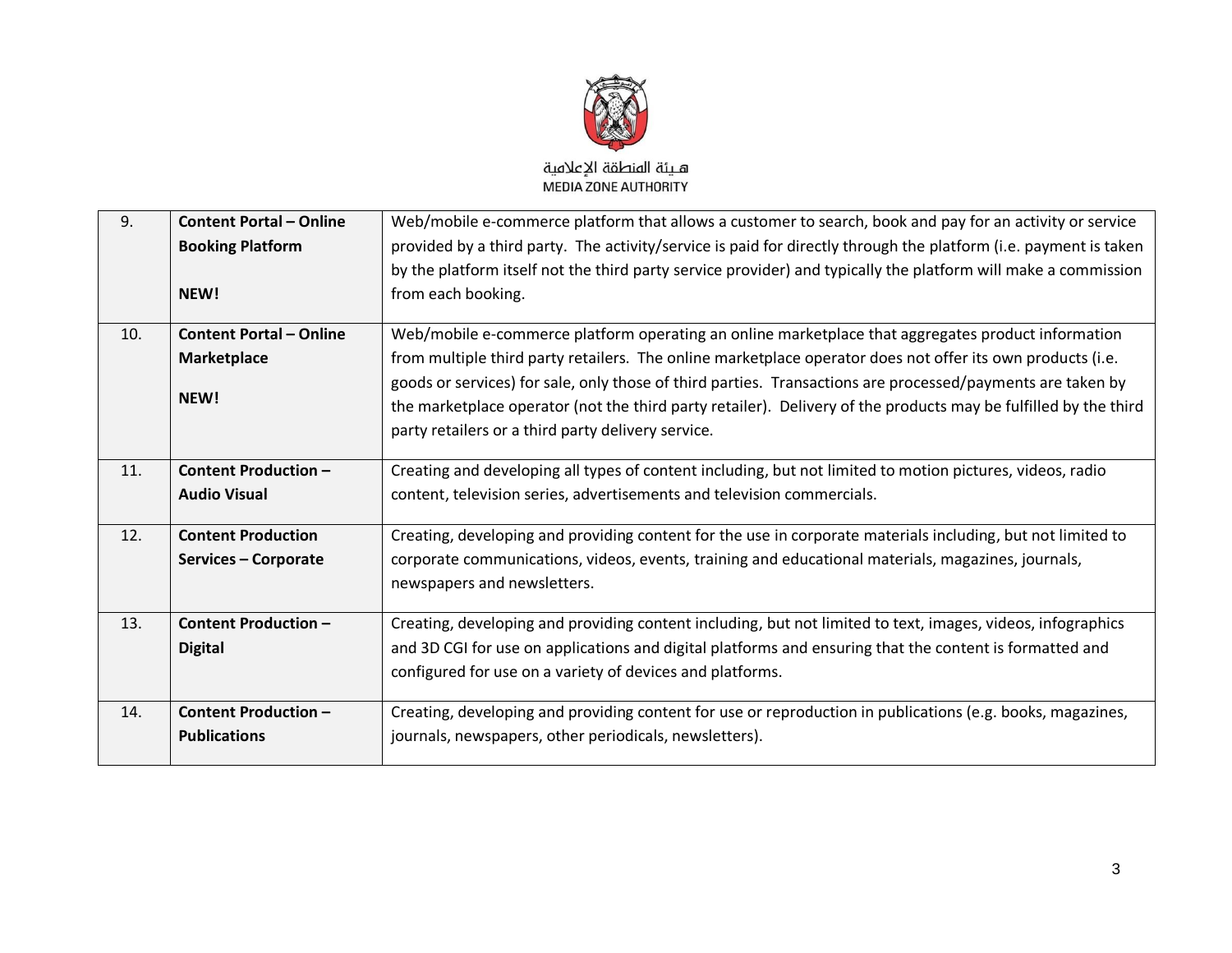| | | |
|---|---|---|
| 9. | **Content Portal – Online Booking Platform**<br><br>**NEW!** | Web/mobile e-commerce platform that allows a customer to search, book and pay for an activity or service provided by a third party. The activity/service is paid for directly through the platform (i.e. payment is taken by the platform itself not the third party service provider) and typically the platform will make a commission from each booking. |
| 10. | **Content Portal – Online Marketplace**<br><br>**NEW!** | Web/mobile e-commerce platform operating an online marketplace that aggregates product information from multiple third party retailers. The online marketplace operator does not offer its own products (i.e. goods or services) for sale, only those of third parties. Transactions are processed/payments are taken by the marketplace operator (not the third party retailer). Delivery of the products may be fulfilled by the third party retailers or a third party delivery service. |
| 11. | **Content Production – Audio Visual** | Creating and developing all types of content including, but not limited to motion pictures, videos, radio content, television series, advertisements and television commercials. |
| 12. | **Content Production Services – Corporate** | Creating, developing and providing content for the use in corporate materials including, but not limited to corporate communications, videos, events, training and educational materials, magazines, journals, newspapers and newsletters. |
| 13. | **Content Production – Digital** | Creating, developing and providing content including, but not limited to text, images, videos, infographics and 3D CGI for use on applications and digital platforms and ensuring that the content is formatted and configured for use on a variety of devices and platforms. |
| 14. | **Content Production – Publications** | Creating, developing and providing content for use or reproduction in publications (e.g. books, magazines, journals, newspapers, other periodicals, newsletters). |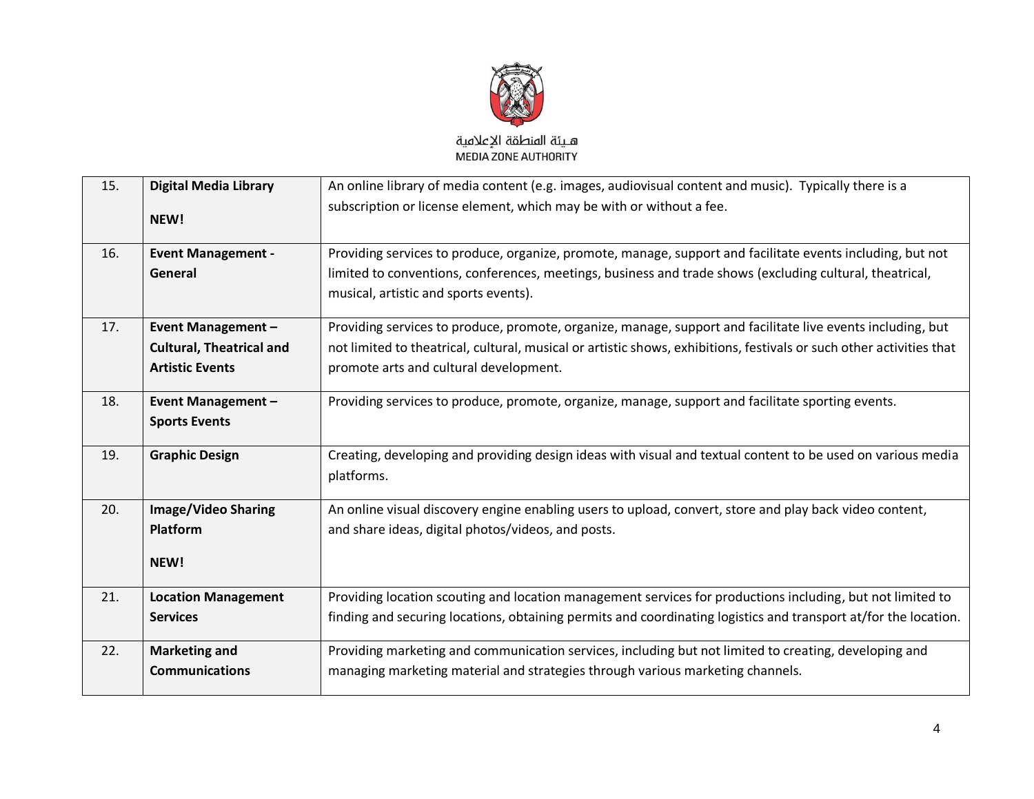| 15. | **Digital Media Library** **NEW!** | An online library of media content (e.g. images, audiovisual content and music). Typically there is a subscription or license element, which may be with or without a fee. |
|---|---|---|
| 16. | **Event Management - General** | Providing services to produce, organize, promote, manage, support and facilitate events including, but not limited to conventions, conferences, meetings, business and trade shows (excluding cultural, theatrical, musical, artistic and sports events). |
| 17. | **Event Management – Cultural, Theatrical and Artistic Events** | Providing services to produce, promote, organize, manage, support and facilitate live events including, but not limited to theatrical, cultural, musical or artistic shows, exhibitions, festivals or such other activities that promote arts and cultural development. |
| 18. | **Event Management – Sports Events** | Providing services to produce, promote, organize, manage, support and facilitate sporting events. |
| 19. | **Graphic Design** | Creating, developing and providing design ideas with visual and textual content to be used on various media platforms. |
| 20. | **Image/Video Sharing Platform** **NEW!** | An online visual discovery engine enabling users to upload, convert, store and play back video content, and share ideas, digital photos/videos, and posts. |
| 21. | **Location Management Services** | Providing location scouting and location management services for productions including, but not limited to finding and securing locations, obtaining permits and coordinating logistics and transport at/for the location. |
| 22. | **Marketing and Communications** | Providing marketing and communication services, including but not limited to creating, developing and managing marketing material and strategies through various marketing channels. |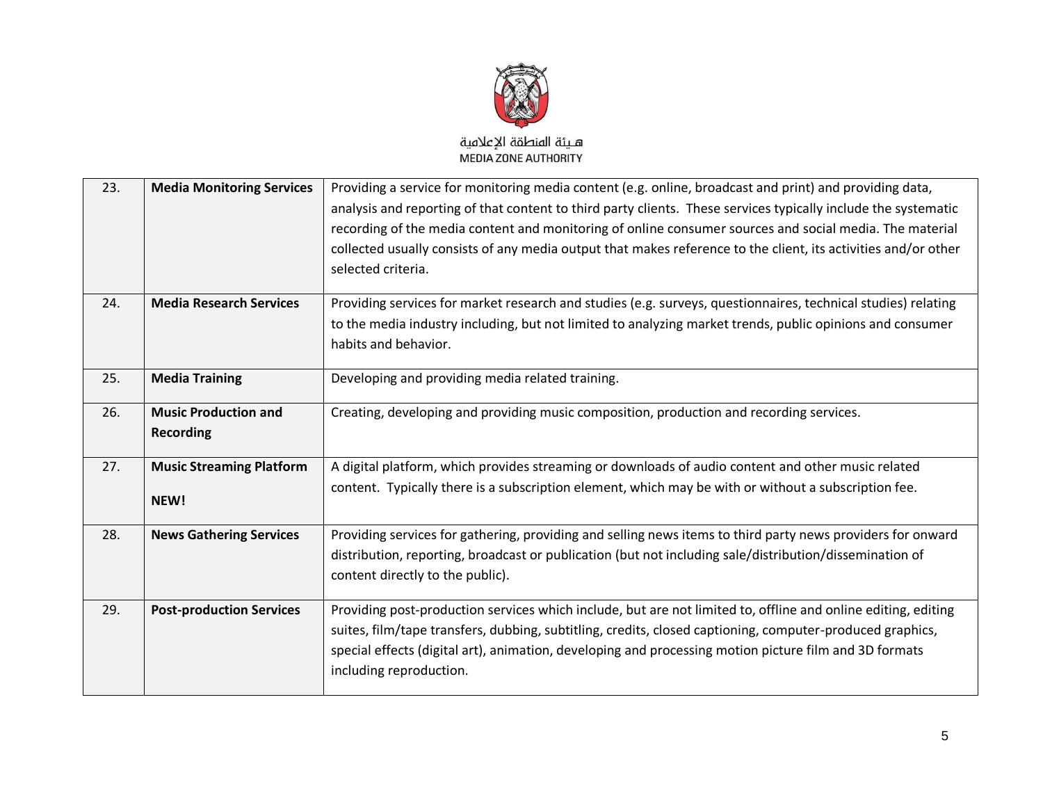| 23. | **Media Monitoring Services** | Providing a service for monitoring media content (e.g. online, broadcast and print) and providing data, analysis and reporting of that content to third party clients. These services typically include the systematic recording of the media content and monitoring of online consumer sources and social media. The material collected usually consists of any media output that makes reference to the client, its activities and/or other selected criteria. |
|---|---|---|
| 24. | **Media Research Services** | Providing services for market research and studies (e.g. surveys, questionnaires, technical studies) relating to the media industry including, but not limited to analyzing market trends, public opinions and consumer habits and behavior. |
| 25. | **Media Training** | Developing and providing media related training. |
| 26. | **Music Production and Recording** | Creating, developing and providing music composition, production and recording services. |
| 27. | **Music Streaming Platform NEW!** | A digital platform, which provides streaming or downloads of audio content and other music related content. Typically there is a subscription element, which may be with or without a subscription fee. |
| 28. | **News Gathering Services** | Providing services for gathering, providing and selling news items to third party news providers for onward distribution, reporting, broadcast or publication (but not including sale/distribution/dissemination of content directly to the public). |
| 29. | **Post-production Services** | Providing post-production services which include, but are not limited to, offline and online editing, editing suites, film/tape transfers, dubbing, subtitling, credits, closed captioning, computer-produced graphics, special effects (digital art), animation, developing and processing motion picture film and 3D formats including reproduction. |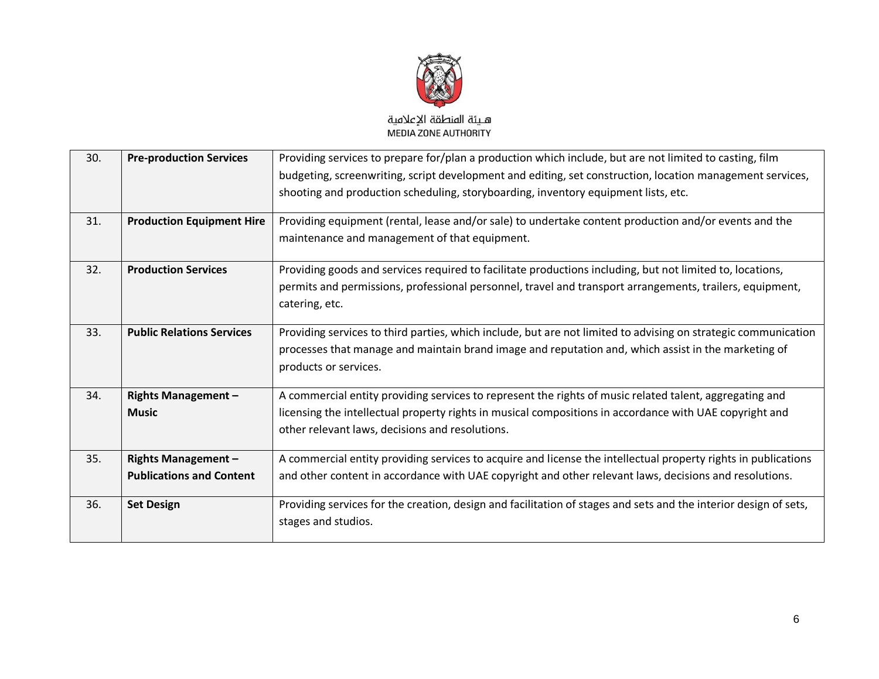| 30. | **Pre-production Services** | Providing services to prepare for/plan a production which include, but are not limited to casting, film budgeting, screenwriting, script development and editing, set construction, location management services, shooting and production scheduling, storyboarding, inventory equipment lists, etc. |
|---|---|---|
| 31. | **Production Equipment Hire** | Providing equipment (rental, lease and/or sale) to undertake content production and/or events and the maintenance and management of that equipment. |
| 32. | **Production Services** | Providing goods and services required to facilitate productions including, but not limited to, locations, permits and permissions, professional personnel, travel and transport arrangements, trailers, equipment, catering, etc. |
| 33. | **Public Relations Services** | Providing services to third parties, which include, but are not limited to advising on strategic communication processes that manage and maintain brand image and reputation and, which assist in the marketing of products or services. |
| 34. | **Rights Management – Music** | A commercial entity providing services to represent the rights of music related talent, aggregating and licensing the intellectual property rights in musical compositions in accordance with UAE copyright and other relevant laws, decisions and resolutions. |
| 35. | **Rights Management – Publications and Content** | A commercial entity providing services to acquire and license the intellectual property rights in publications and other content in accordance with UAE copyright and other relevant laws, decisions and resolutions. |
| 36. | **Set Design** | Providing services for the creation, design and facilitation of stages and sets and the interior design of sets, stages and studios. |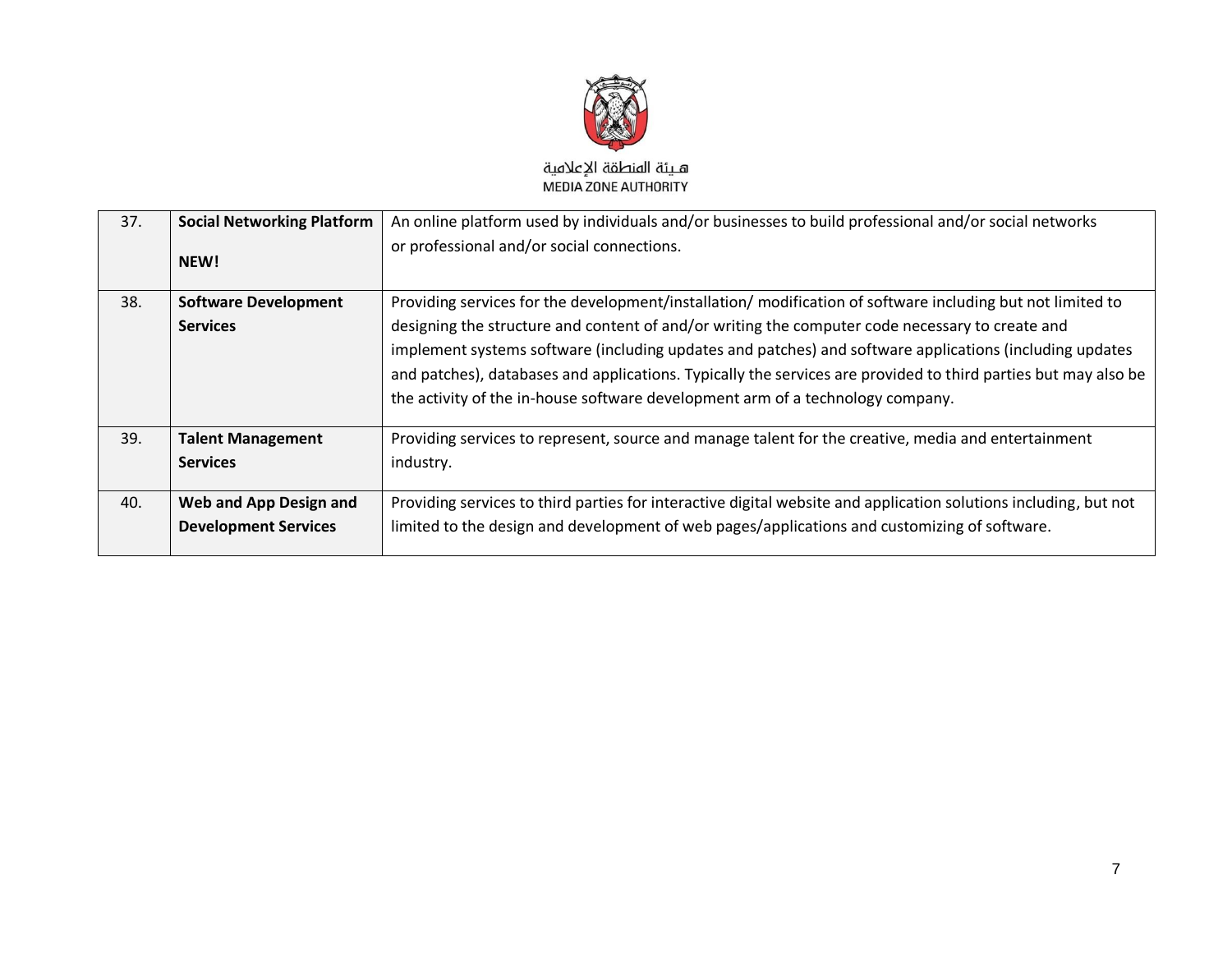| 37. | **Social Networking Platform**<br><br>**NEW!** | An online platform used by individuals and/or businesses to build professional and/or social networks or professional and/or social connections. |
|---|---|---|
| 38. | **Software Development Services** | Providing services for the development/installation/ modification of software including but not limited to designing the structure and content of and/or writing the computer code necessary to create and implement systems software (including updates and patches) and software applications (including updates and patches), databases and applications. Typically the services are provided to third parties but may also be the activity of the in-house software development arm of a technology company. |
| 39. | **Talent Management Services** | Providing services to represent, source and manage talent for the creative, media and entertainment industry. |
| 40. | **Web and App Design and Development Services** | Providing services to third parties for interactive digital website and application solutions including, but not limited to the design and development of web pages/applications and customizing of software. |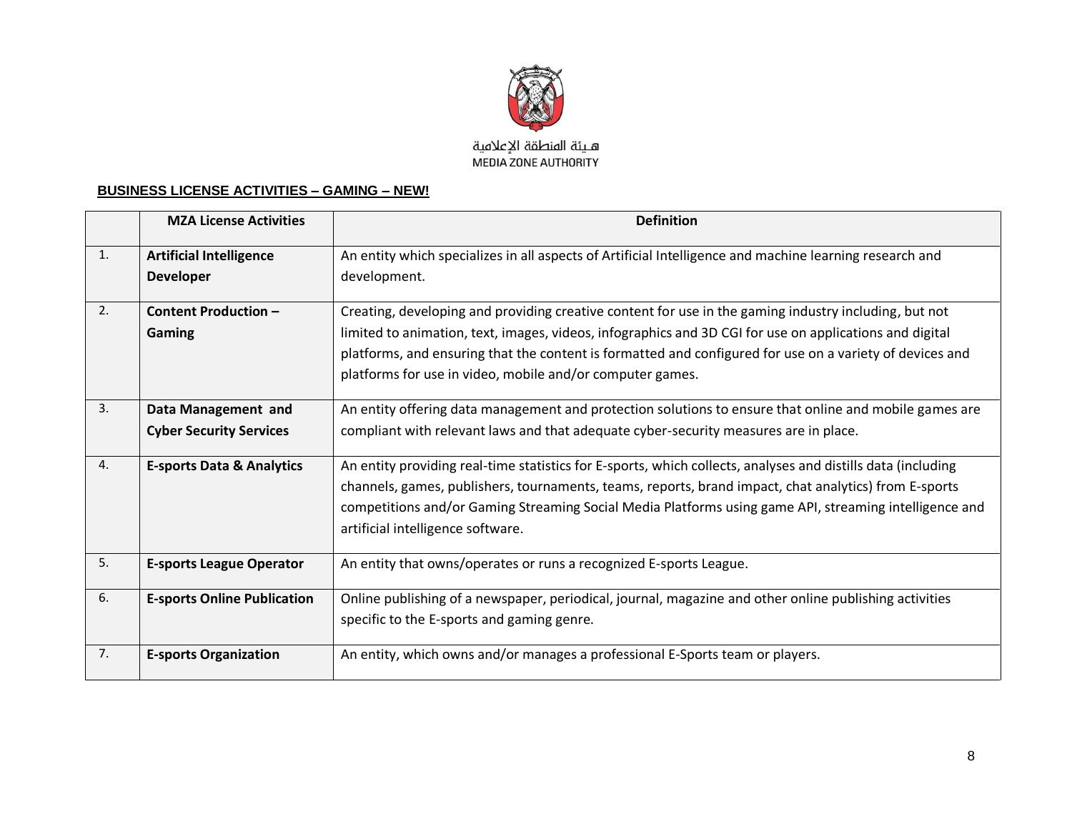هـيئة المنطقة الإعلامية
MEDIA ZONE AUTHORITY

**BUSINESS LICENSE ACTIVITIES – GAMING – NEW!**

| | MZA License Activities | Definition |
|---|---|---|
| 1. | **Artificial Intelligence Developer** | An entity which specializes in all aspects of Artificial Intelligence and machine learning research and development. |
| 2. | **Content Production – Gaming** | Creating, developing and providing creative content for use in the gaming industry including, but not limited to animation, text, images, videos, infographics and 3D CGI for use on applications and digital platforms, and ensuring that the content is formatted and configured for use on a variety of devices and platforms for use in video, mobile and/or computer games. |
| 3. | **Data Management and Cyber Security Services** | An entity offering data management and protection solutions to ensure that online and mobile games are compliant with relevant laws and that adequate cyber-security measures are in place. |
| 4. | **E-sports Data & Analytics** | An entity providing real-time statistics for E-sports, which collects, analyses and distills data (including channels, games, publishers, tournaments, teams, reports, brand impact, chat analytics) from E-sports competitions and/or Gaming Streaming Social Media Platforms using game API, streaming intelligence and artificial intelligence software. |
| 5. | **E-sports League Operator** | An entity that owns/operates or runs a recognized E-sports League. |
| 6. | **E-sports Online Publication** | Online publishing of a newspaper, periodical, journal, magazine and other online publishing activities specific to the E-sports and gaming genre. |
| 7. | **E-sports Organization** | An entity, which owns and/or manages a professional E-Sports team or players. |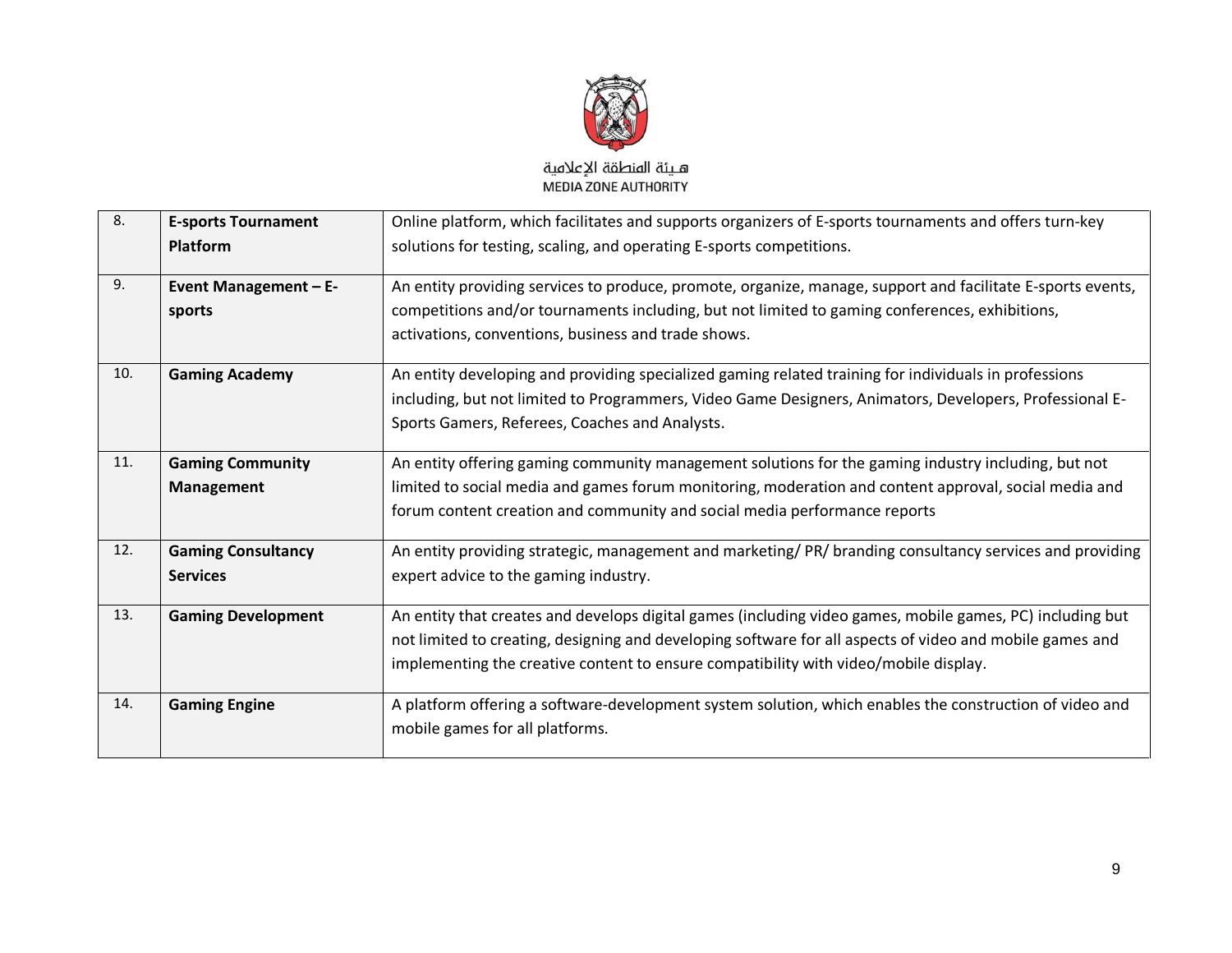| | | |
|---|---|---|
| 8. | **E-sports Tournament Platform** | Online platform, which facilitates and supports organizers of E-sports tournaments and offers turn-key solutions for testing, scaling, and operating E-sports competitions. |
| 9. | **Event Management – E-sports** | An entity providing services to produce, promote, organize, manage, support and facilitate E-sports events, competitions and/or tournaments including, but not limited to gaming conferences, exhibitions, activations, conventions, business and trade shows. |
| 10. | **Gaming Academy** | An entity developing and providing specialized gaming related training for individuals in professions including, but not limited to Programmers, Video Game Designers, Animators, Developers, Professional E-Sports Gamers, Referees, Coaches and Analysts. |
| 11. | **Gaming Community Management** | An entity offering gaming community management solutions for the gaming industry including, but not limited to social media and games forum monitoring, moderation and content approval, social media and forum content creation and community and social media performance reports |
| 12. | **Gaming Consultancy Services** | An entity providing strategic, management and marketing/ PR/ branding consultancy services and providing expert advice to the gaming industry. |
| 13. | **Gaming Development** | An entity that creates and develops digital games (including video games, mobile games, PC) including but not limited to creating, designing and developing software for all aspects of video and mobile games and implementing the creative content to ensure compatibility with video/mobile display. |
| 14. | **Gaming Engine** | A platform offering a software-development system solution, which enables the construction of video and mobile games for all platforms. |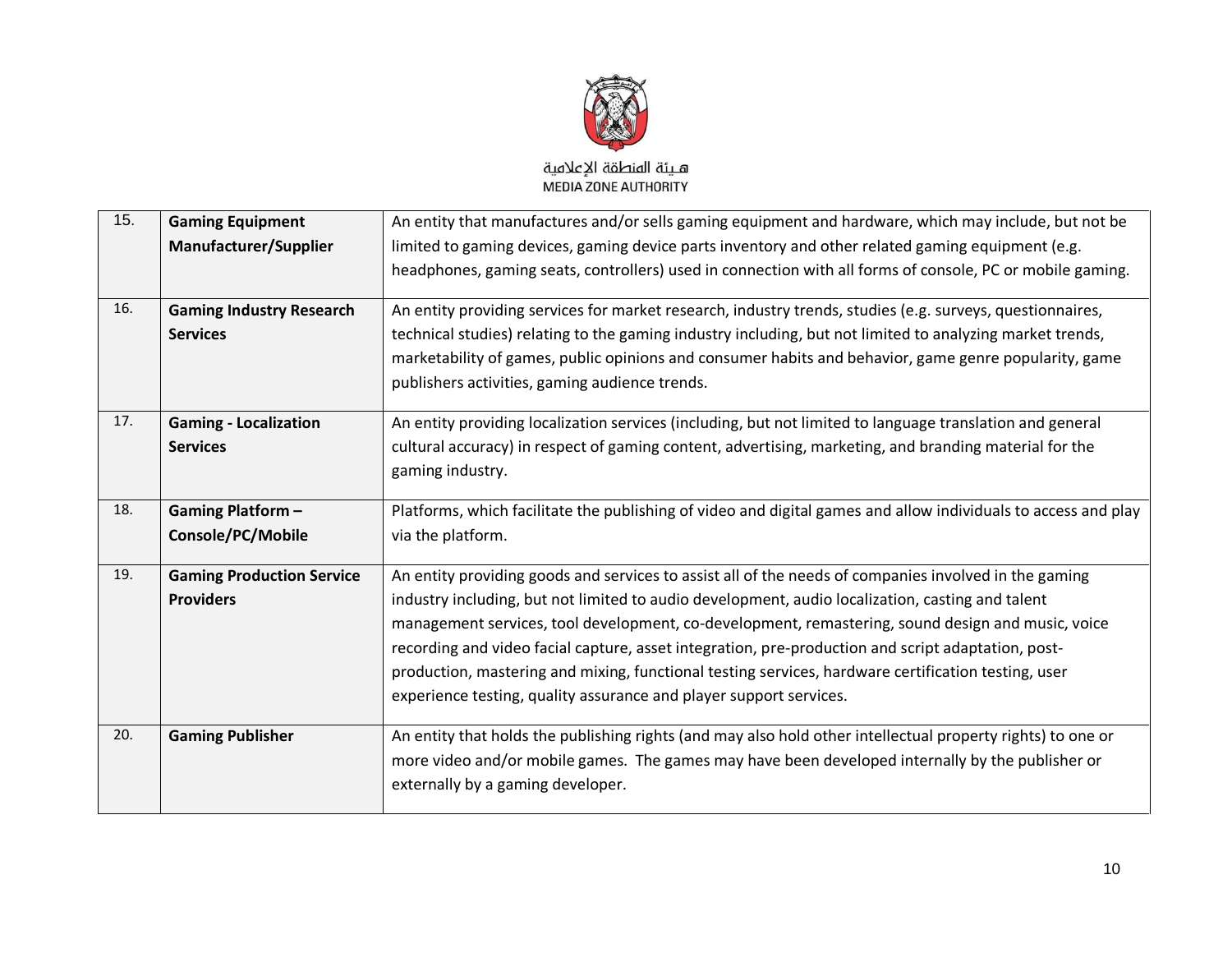| 15. | **Gaming Equipment Manufacturer/Supplier** | An entity that manufactures and/or sells gaming equipment and hardware, which may include, but not be limited to gaming devices, gaming device parts inventory and other related gaming equipment (e.g. headphones, gaming seats, controllers) used in connection with all forms of console, PC or mobile gaming. |
|---|---|---|
| 16. | **Gaming Industry Research Services** | An entity providing services for market research, industry trends, studies (e.g. surveys, questionnaires, technical studies) relating to the gaming industry including, but not limited to analyzing market trends, marketability of games, public opinions and consumer habits and behavior, game genre popularity, game publishers activities, gaming audience trends. |
| 17. | **Gaming - Localization Services** | An entity providing localization services (including, but not limited to language translation and general cultural accuracy) in respect of gaming content, advertising, marketing, and branding material for the gaming industry. |
| 18. | **Gaming Platform – Console/PC/Mobile** | Platforms, which facilitate the publishing of video and digital games and allow individuals to access and play via the platform. |
| 19. | **Gaming Production Service Providers** | An entity providing goods and services to assist all of the needs of companies involved in the gaming industry including, but not limited to audio development, audio localization, casting and talent management services, tool development, co-development, remastering, sound design and music, voice recording and video facial capture, asset integration, pre-production and script adaptation, post-production, mastering and mixing, functional testing services, hardware certification testing, user experience testing, quality assurance and player support services. |
| 20. | **Gaming Publisher** | An entity that holds the publishing rights (and may also hold other intellectual property rights) to one or more video and/or mobile games. The games may have been developed internally by the publisher or externally by a gaming developer. |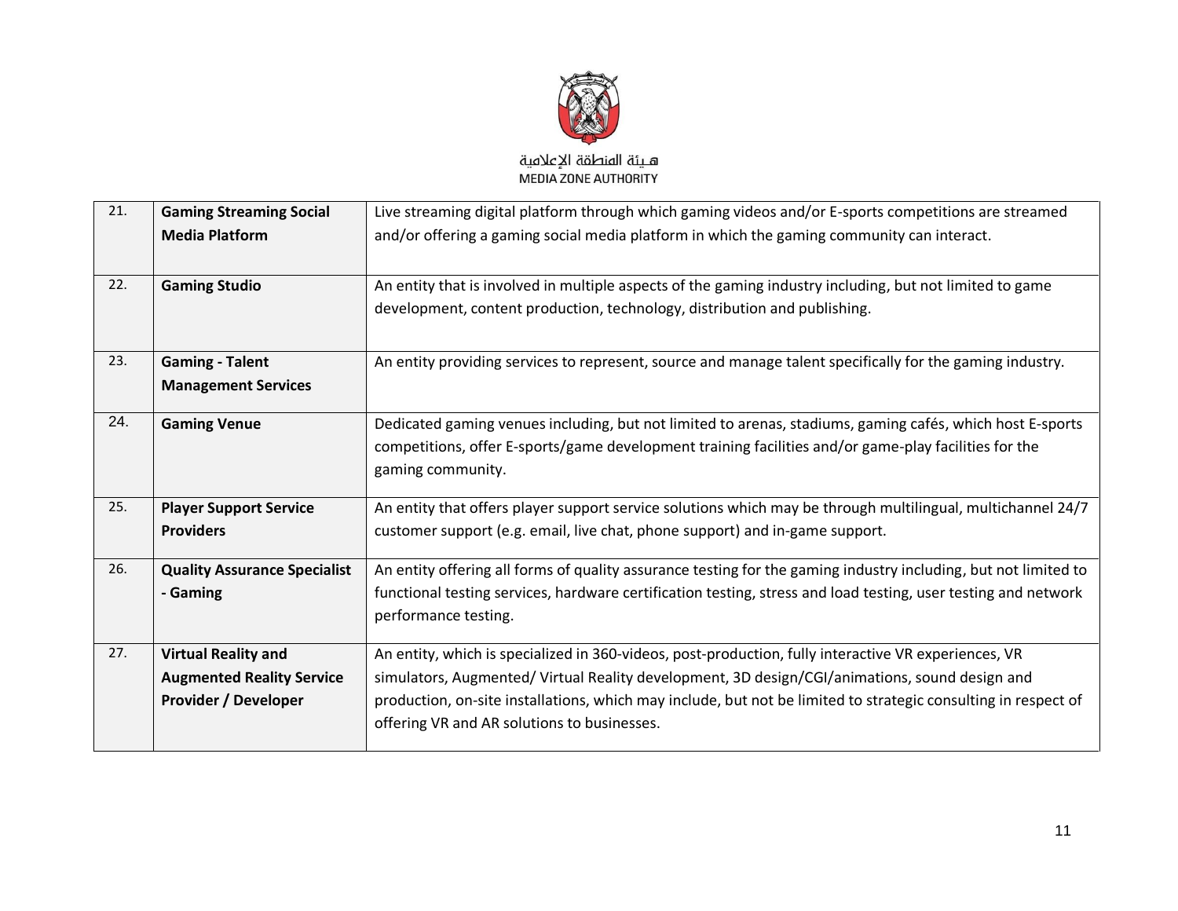| | | |
|---|---|---|
| 21. | **Gaming Streaming Social Media Platform** | Live streaming digital platform through which gaming videos and/or E-sports competitions are streamed and/or offering a gaming social media platform in which the gaming community can interact. |
| 22. | **Gaming Studio** | An entity that is involved in multiple aspects of the gaming industry including, but not limited to game development, content production, technology, distribution and publishing. |
| 23. | **Gaming - Talent Management Services** | An entity providing services to represent, source and manage talent specifically for the gaming industry. |
| 24. | **Gaming Venue** | Dedicated gaming venues including, but not limited to arenas, stadiums, gaming cafés, which host E-sports competitions, offer E-sports/game development training facilities and/or game-play facilities for the gaming community. |
| 25. | **Player Support Service Providers** | An entity that offers player support service solutions which may be through multilingual, multichannel 24/7 customer support (e.g. email, live chat, phone support) and in-game support. |
| 26. | **Quality Assurance Specialist - Gaming** | An entity offering all forms of quality assurance testing for the gaming industry including, but not limited to functional testing services, hardware certification testing, stress and load testing, user testing and network performance testing. |
| 27. | **Virtual Reality and Augmented Reality Service Provider / Developer** | An entity, which is specialized in 360-videos, post-production, fully interactive VR experiences, VR simulators, Augmented/ Virtual Reality development, 3D design/CGI/animations, sound design and production, on-site installations, which may include, but not be limited to strategic consulting in respect of offering VR and AR solutions to businesses. |